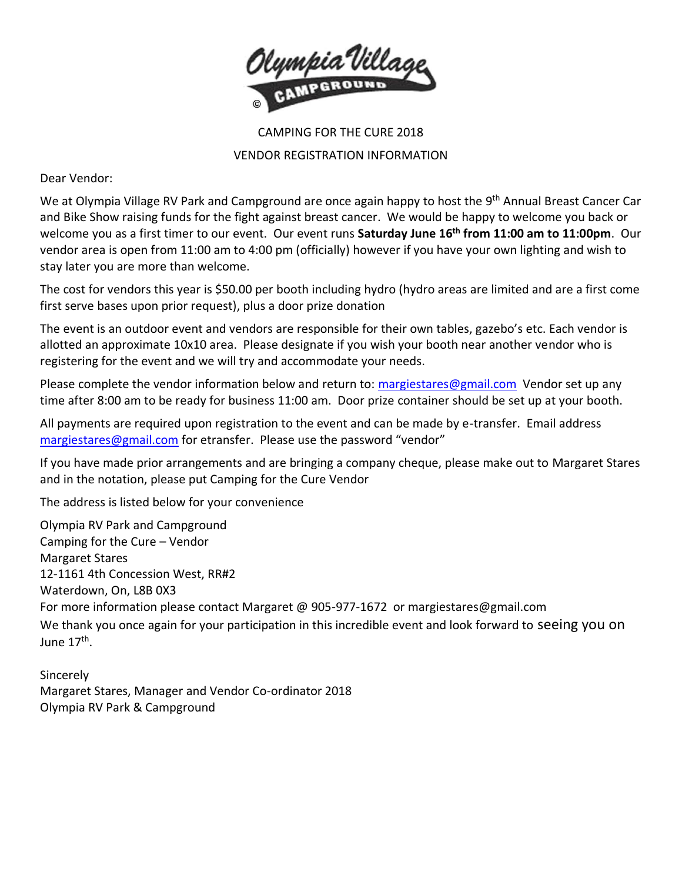Olympia Village

CAMPGROUND

©

CAMPING FOR THE CURE 2018

VENDOR REGISTRATION INFORMATION

Dear Vendor:

We at Olympia Village RV Park and Campground are once again happy to host the 9th Annual Breast Cancer Car and Bike Show raising funds for the fight against breast cancer. We would be happy to welcome you back or welcome you as a first timer to our event. Our event runs **Saturday June 16th from 11:00 am to 11:00pm**. Our vendor area is open from 11:00 am to 4:00 pm (officially) however if you have your own lighting and wish to stay later you are more than welcome.

The cost for vendors this year is $50.00 per booth including hydro (hydro areas are limited and are a first come first serve bases upon prior request), plus a door prize donation

The event is an outdoor event and vendors are responsible for their own tables, gazebo's etc. Each vendor is allotted an approximate 10x10 area. Please designate if you wish your booth near another vendor who is registering for the event and we will try and accommodate your needs.

Please complete the vendor information below and return to: margiestares@gmail.com Vendor set up any time after 8:00 am to be ready for business 11:00 am. Door prize container should be set up at your booth.

All payments are required upon registration to the event and can be made by e-transfer. Email address margiestares@gmail.com for etransfer. Please use the password "vendor"

If you have made prior arrangements and are bringing a company cheque, please make out to Margaret Stares and in the notation, please put Camping for the Cure Vendor

The address is listed below for your convenience

Olympia RV Park and Campground
Camping for the Cure – Vendor
Margaret Stares
12-1161 4th Concession West, RR#2
Waterdown, On, L8B 0X3
For more information please contact Margaret @ 905-977-1672 or margiestares@gmail.com
We thank you once again for your participation in this incredible event and look forward to seeing you on June 17th.

Sincerely
Margaret Stares, Manager and Vendor Co-ordinator 2018
Olympia RV Park & Campground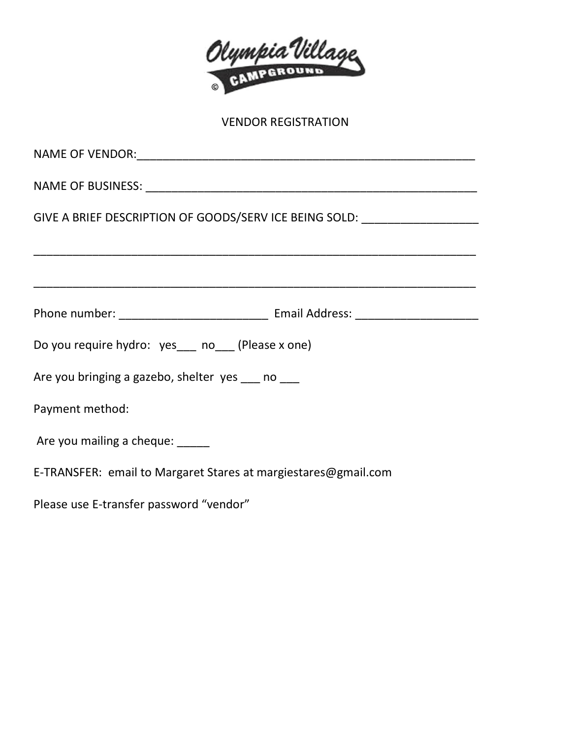Olympia Village
CAMPGROUND
©

VENDOR REGISTRATION

NAME OF VENDOR:_______________________________________________________

NAME OF BUSINESS: _____________________________________________________

GIVE A BRIEF DESCRIPTION OF GOODS/SERV ICE BEING SOLD: __________________

_________________________________________________________________________

_________________________________________________________________________

Phone number: _______________________ Email Address: ___________________

Do you require hydro: yes___ no___ (Please x one)

Are you bringing a gazebo, shelter yes ___ no ___

Payment method:

Are you mailing a cheque: _____

E-TRANSFER: email to Margaret Stares at margiestares@gmail.com

Please use E-transfer password “vendor”